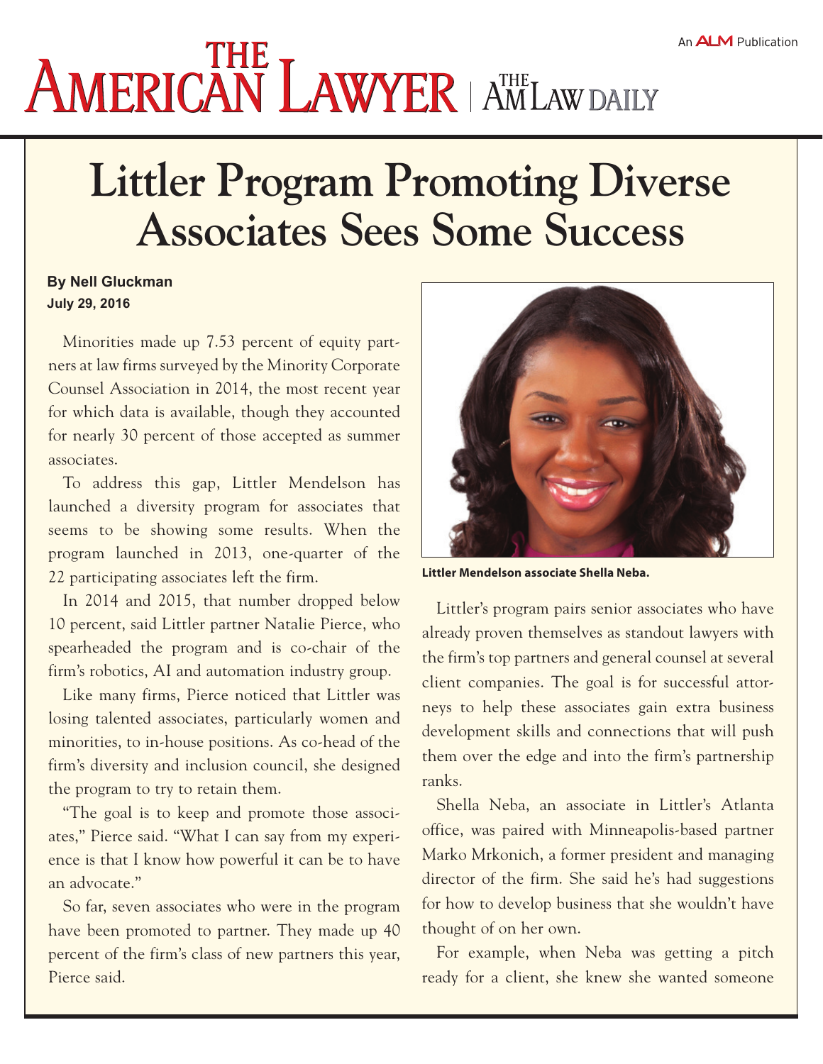# Littler Program Promoting Diverse Associates Sees Some Success

**By Nell Gluckman**
**July 29, 2016**

Minorities made up 7.53 percent of equity partners at law firms surveyed by the Minority Corporate Counsel Association in 2014, the most recent year for which data is available, though they accounted for nearly 30 percent of those accepted as summer associates.

To address this gap, Littler Mendelson has launched a diversity program for associates that seems to be showing some results. When the program launched in 2013, one-quarter of the 22 participating associates left the firm.

In 2014 and 2015, that number dropped below 10 percent, said Littler partner Natalie Pierce, who spearheaded the program and is co-chair of the firm's robotics, AI and automation industry group.

Like many firms, Pierce noticed that Littler was losing talented associates, particularly women and minorities, to in-house positions. As co-head of the firm's diversity and inclusion council, she designed the program to try to retain them.

"The goal is to keep and promote those associates," Pierce said. "What I can say from my experience is that I know how powerful it can be to have an advocate."

So far, seven associates who were in the program have been promoted to partner. They made up 40 percent of the firm's class of new partners this year, Pierce said.

Littler Mendelson associate Shella Neba.

Littler's program pairs senior associates who have already proven themselves as standout lawyers with the firm's top partners and general counsel at several client companies. The goal is for successful attorneys to help these associates gain extra business development skills and connections that will push them over the edge and into the firm's partnership ranks.

Shella Neba, an associate in Littler's Atlanta office, was paired with Minneapolis-based partner Marko Mrkonich, a former president and managing director of the firm. She said he's had suggestions for how to develop business that she wouldn't have thought of on her own.

For example, when Neba was getting a pitch ready for a client, she knew she wanted someone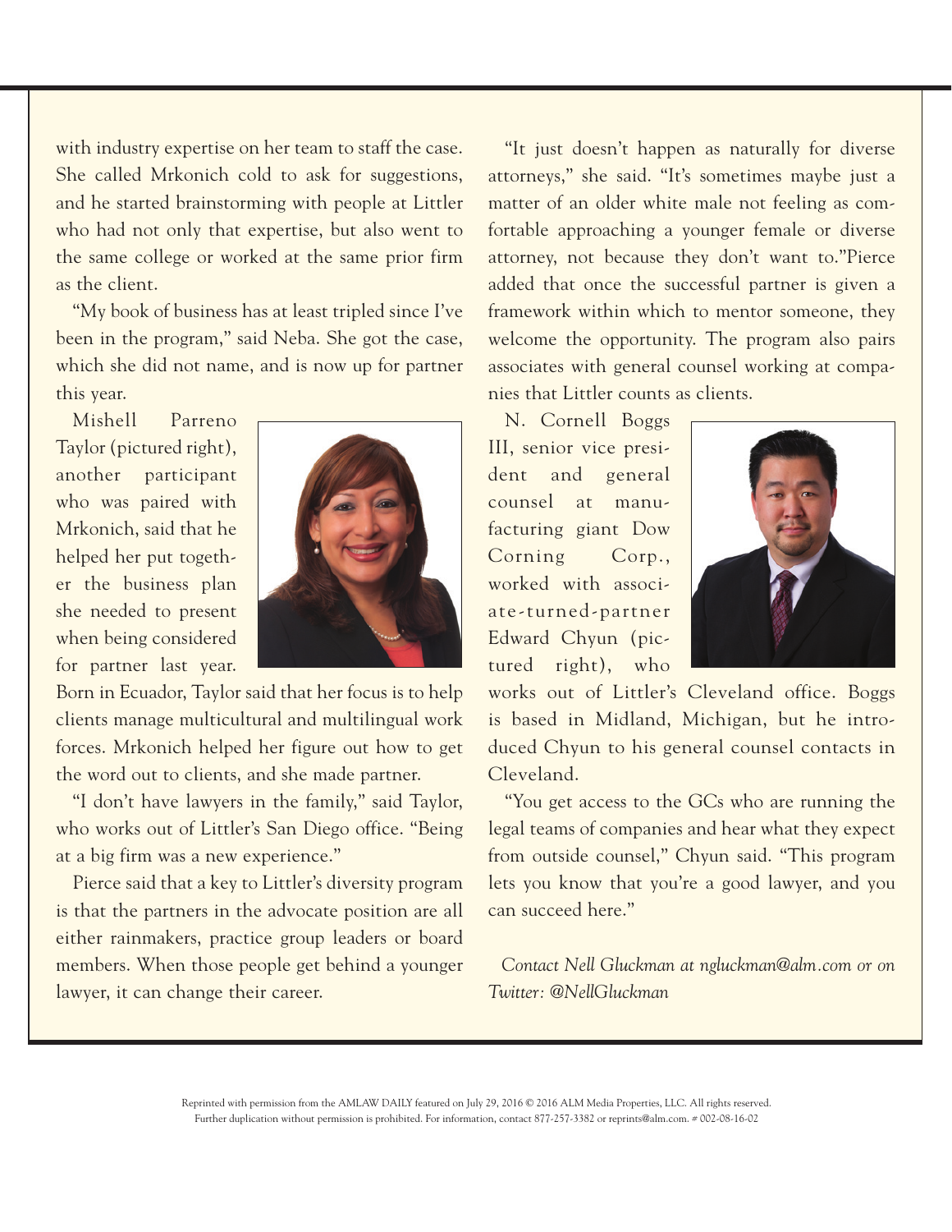with industry expertise on her team to staff the case. She called Mrkonich cold to ask for suggestions, and he started brainstorming with people at Littler who had not only that expertise, but also went to the same college or worked at the same prior firm as the client.

"My book of business has at least tripled since I've been in the program," said Neba. She got the case, which she did not name, and is now up for partner this year.

Mishell Parreno Taylor (pictured right), another participant who was paired with Mrkonich, said that he helped her put together the business plan she needed to present when being considered for partner last year. Born in Ecuador, Taylor said that her focus is to help clients manage multicultural and multilingual work forces. Mrkonich helped her figure out how to get the word out to clients, and she made partner.

"I don't have lawyers in the family," said Taylor, who works out of Littler's San Diego office. "Being at a big firm was a new experience."

Pierce said that a key to Littler's diversity program is that the partners in the advocate position are all either rainmakers, practice group leaders or board members. When those people get behind a younger lawyer, it can change their career.

"It just doesn't happen as naturally for diverse attorneys," she said. "It's sometimes maybe just a matter of an older white male not feeling as comfortable approaching a younger female or diverse attorney, not because they don't want to."Pierce added that once the successful partner is given a framework within which to mentor someone, they welcome the opportunity. The program also pairs associates with general counsel working at companies that Littler counts as clients.

N. Cornell Boggs III, senior vice president and general counsel at manufacturing giant Dow Corning Corp., worked with associate-turned-partner Edward Chyun (pictured right), who works out of Littler's Cleveland office. Boggs is based in Midland, Michigan, but he introduced Chyun to his general counsel contacts in Cleveland.

"You get access to the GCs who are running the legal teams of companies and hear what they expect from outside counsel," Chyun said. "This program lets you know that you're a good lawyer, and you can succeed here."

*Contact Nell Gluckman at ngluckman@alm.com or on Twitter: @NellGluckman*

Reprinted with permission from the AMLAW DAILY featured on July 29, 2016 © 2016 ALM Media Properties, LLC. All rights reserved. Further duplication without permission is prohibited. For information, contact 877-257-3382 or reprints@alm.com. # 002-08-16-02